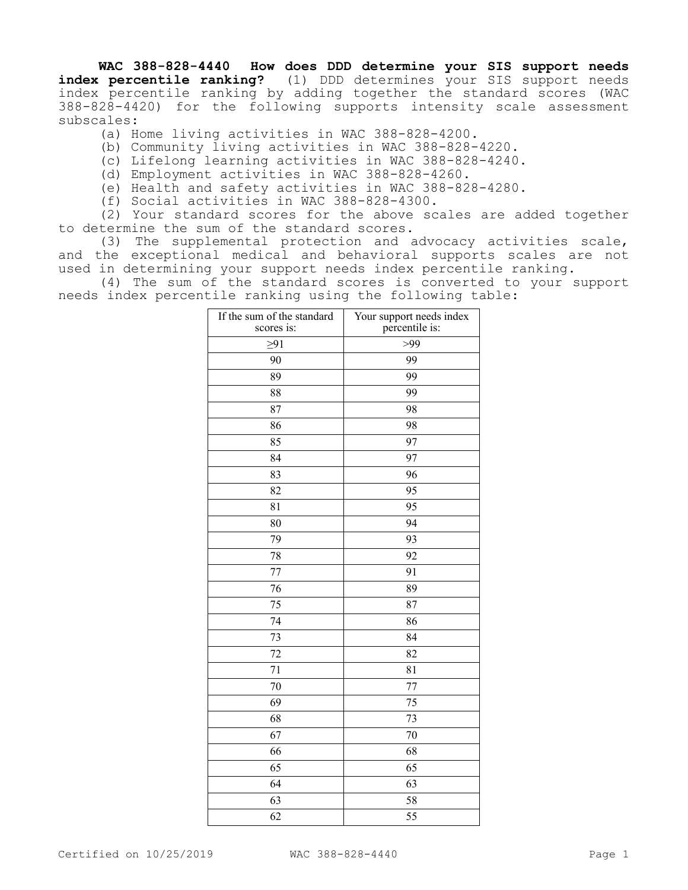**WAC 388-828-4440 How does DDD determine your SIS support needs index percentile ranking?** (1) DDD determines your SIS support needs index percentile ranking by adding together the standard scores (WAC 388-828-4420) for the following supports intensity scale assessment subscales:

(a) Home living activities in WAC 388-828-4200.

(b) Community living activities in WAC 388-828-4220.

(c) Lifelong learning activities in WAC 388-828-4240.

(d) Employment activities in WAC 388-828-4260.

(e) Health and safety activities in WAC 388-828-4280.

(f) Social activities in WAC 388-828-4300.

(2) Your standard scores for the above scales are added together to determine the sum of the standard scores.

(3) The supplemental protection and advocacy activities scale, and the exceptional medical and behavioral supports scales are not used in determining your support needs index percentile ranking.

(4) The sum of the standard scores is converted to your support needs index percentile ranking using the following table:

| If the sum of the standard scores is: | Your support needs index percentile is: |
|---|---|
| ≥91 | >99 |
| 90 | 99 |
| 89 | 99 |
| 88 | 99 |
| 87 | 98 |
| 86 | 98 |
| 85 | 97 |
| 84 | 97 |
| 83 | 96 |
| 82 | 95 |
| 81 | 95 |
| 80 | 94 |
| 79 | 93 |
| 78 | 92 |
| 77 | 91 |
| 76 | 89 |
| 75 | 87 |
| 74 | 86 |
| 73 | 84 |
| 72 | 82 |
| 71 | 81 |
| 70 | 77 |
| 69 | 75 |
| 68 | 73 |
| 67 | 70 |
| 66 | 68 |
| 65 | 65 |
| 64 | 63 |
| 63 | 58 |
| 62 | 55 |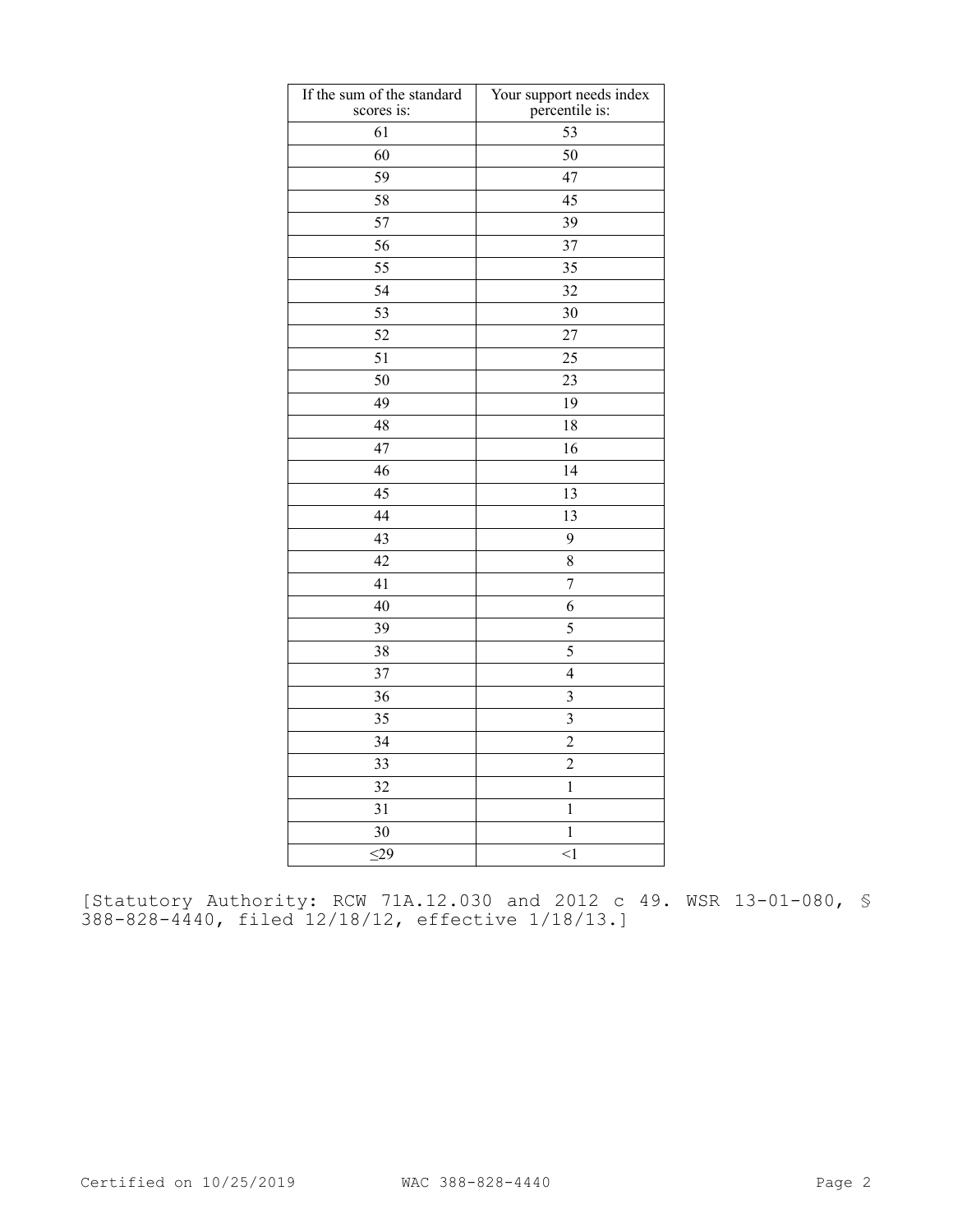| If the sum of the standard scores is: | Your support needs index percentile is: |
|---|---|
| 61 | 53 |
| 60 | 50 |
| 59 | 47 |
| 58 | 45 |
| 57 | 39 |
| 56 | 37 |
| 55 | 35 |
| 54 | 32 |
| 53 | 30 |
| 52 | 27 |
| 51 | 25 |
| 50 | 23 |
| 49 | 19 |
| 48 | 18 |
| 47 | 16 |
| 46 | 14 |
| 45 | 13 |
| 44 | 13 |
| 43 | 9 |
| 42 | 8 |
| 41 | 7 |
| 40 | 6 |
| 39 | 5 |
| 38 | 5 |
| 37 | 4 |
| 36 | 3 |
| 35 | 3 |
| 34 | 2 |
| 33 | 2 |
| 32 | 1 |
| 31 | 1 |
| 30 | 1 |
| ≤29 | <1 |

[Statutory Authority: RCW 71A.12.030 and 2012 c 49. WSR 13-01-080, § 388-828-4440, filed 12/18/12, effective 1/18/13.]